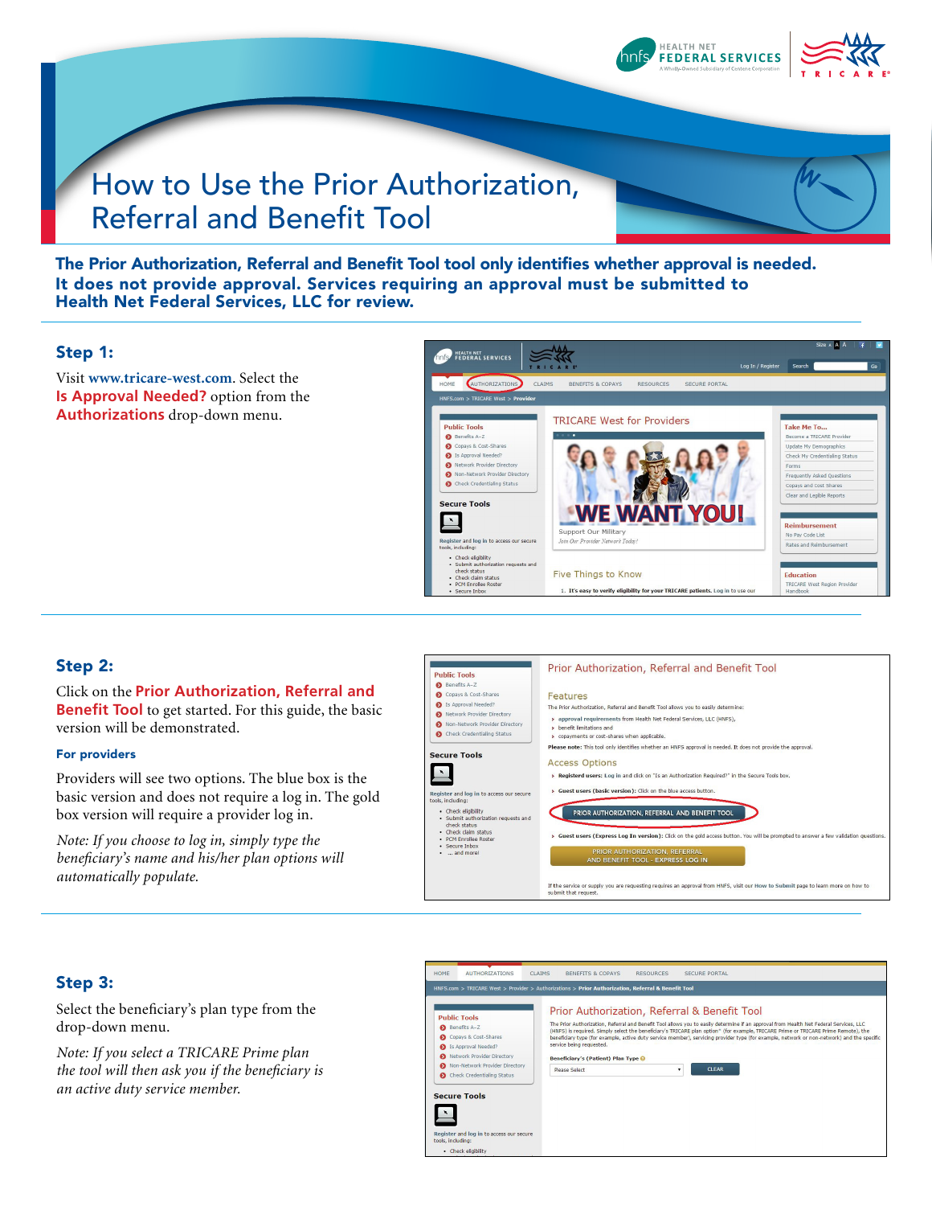# How to Use the Prior Authorization, Referral and Benefit Tool

**The Prior Authorization, Referral and Benefit Tool tool only identifies whether approval is needed. It does not provide approval. Services requiring an approval must be submitted to Health Net Federal Services, LLC for review.**

## Step 1:

Visit **www.tricare-west.com**. Select the **Is Approval Needed?** option from the **Authorizations** drop-down menu.

## Step 2:

Click on the **Prior Authorization, Referral and Benefit Tool** to get started. For this guide, the basic version will be demonstrated.

### For providers

Providers will see two options. The blue box is the basic version and does not require a log in. The gold box version will require a provider log in.

*Note: If you choose to log in, simply type the beneficiary's name and his/her plan options will automatically populate.*

## Step 3:

Select the beneficiary's plan type from the drop-down menu.

*Note: If you select a TRICARE Prime plan the tool will then ask you if the beneficiary is an active duty service member.*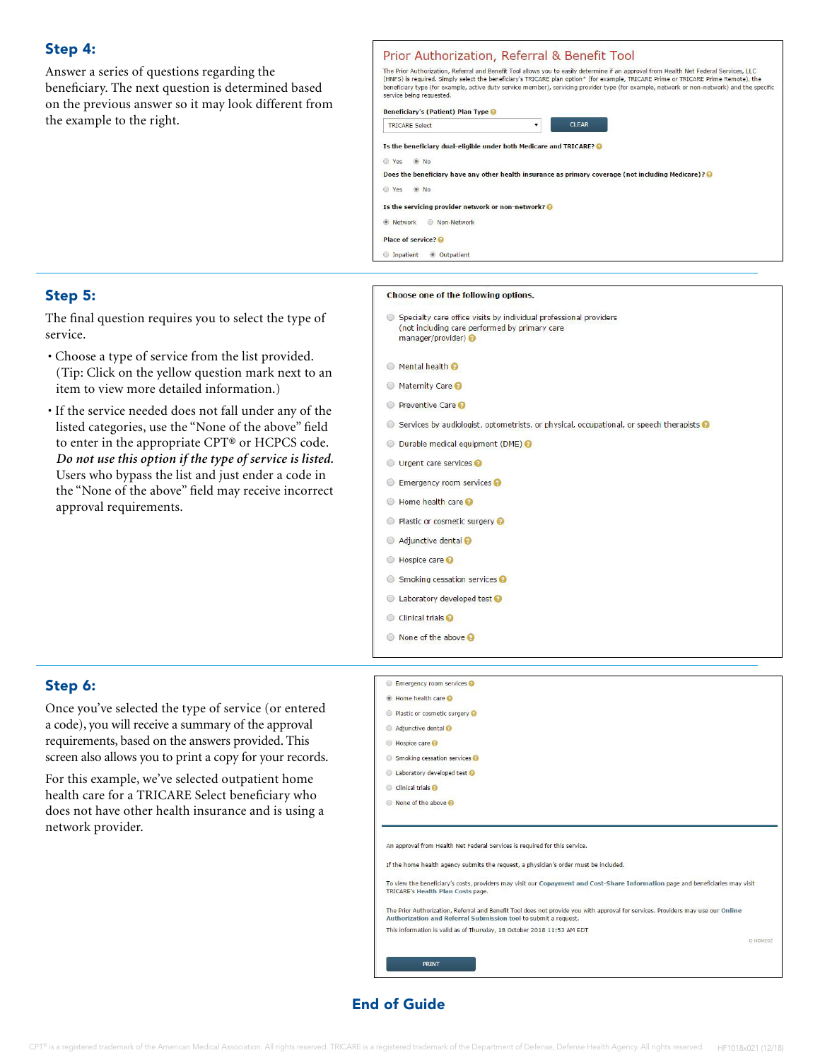## Step 4:

Answer a series of questions regarding the beneficiary. The next question is determined based on the previous answer so it may look different from the example to the right.

Prior Authorization, Referral & Benefit Tool

The Prior Authorization, Referral and Benefit Tool allows you to easily determine if an approval from Health Net Federal Services, LLC (HNFS) is required. Simply select the beneficiary's TRICARE plan option* (for example, TRICARE Prime or TRICARE Prime Remote), the beneficiary type (for example, active duty service member), servicing provider type (for example, network or non-network) and the specific service being requested.

Beneficiary's (Patient) Plan Type

TRICARE Select

CLEAR

Is the beneficiary dual-eligible under both Medicare and TRICARE?

Yes No

Does the beneficiary have any other health insurance as primary coverage (not including Medicare)?

Yes No

Is the servicing provider network or non-network?

Network Non-Network

Place of service?

Inpatient Outpatient

## Step 5:

The final question requires you to select the type of service.

- Choose a type of service from the list provided. (Tip: Click on the yellow question mark next to an item to view more detailed information.)
- If the service needed does not fall under any of the listed categories, use the "None of the above" field to enter in the appropriate CPT® or HCPCS code. ***Do not use this option if the type of service is listed.*** Users who bypass the list and just ender a code in the "None of the above" field may receive incorrect approval requirements.

Choose one of the following options.

- Specialty care office visits by individual professional providers (not including care performed by primary care manager/provider)
- Mental health
- Maternity Care
- Preventive Care
- Services by audiologist, optometrists, or physical, occupational, or speech therapists
- Durable medical equipment (DME)
- Urgent care services
- Emergency room services
- Home health care
- Plastic or cosmetic surgery
- Adjunctive dental
- Hospice care
- Smoking cessation services
- Laboratory developed test
- Clinical trials
- None of the above

## Step 6:

Once you've selected the type of service (or entered a code), you will receive a summary of the approval requirements, based on the answers provided. This screen also allows you to print a copy for your records.

For this example, we've selected outpatient home health care for a TRICARE Select beneficiary who does not have other health insurance and is using a network provider.

- Emergency room services
- Home health care
- Plastic or cosmetic surgery
- Adjunctive dental
- Hospice care
- Smoking cessation services
- Laboratory developed test
- Clinical trials
- None of the above

An approval from Health Net Federal Services is required for this service.

If the home health agency submits the request, a physician's order must be included.

To view the beneficiary's costs, providers may visit our **Copayment and Cost-Share Information** page and beneficiaries may visit TRICARE's **Health Plan Costs** page.

The Prior Authorization, Referral and Benefit Tool does not provide you with approval for services. Providers may use our **Online Authorization and Referral Submission tool** to submit a request.

This information is valid as of Thursday, 18 October 2018 11:53 AM EDT

G-HOME02

PRINT

## End of Guide

CPT® is a registered trademark of the American Medical Association. All rights reserved. TRICARE is a registered trademark of the Department of Defense, Defense Health Agency. All rights reserved. HF1018x021 (12/18)